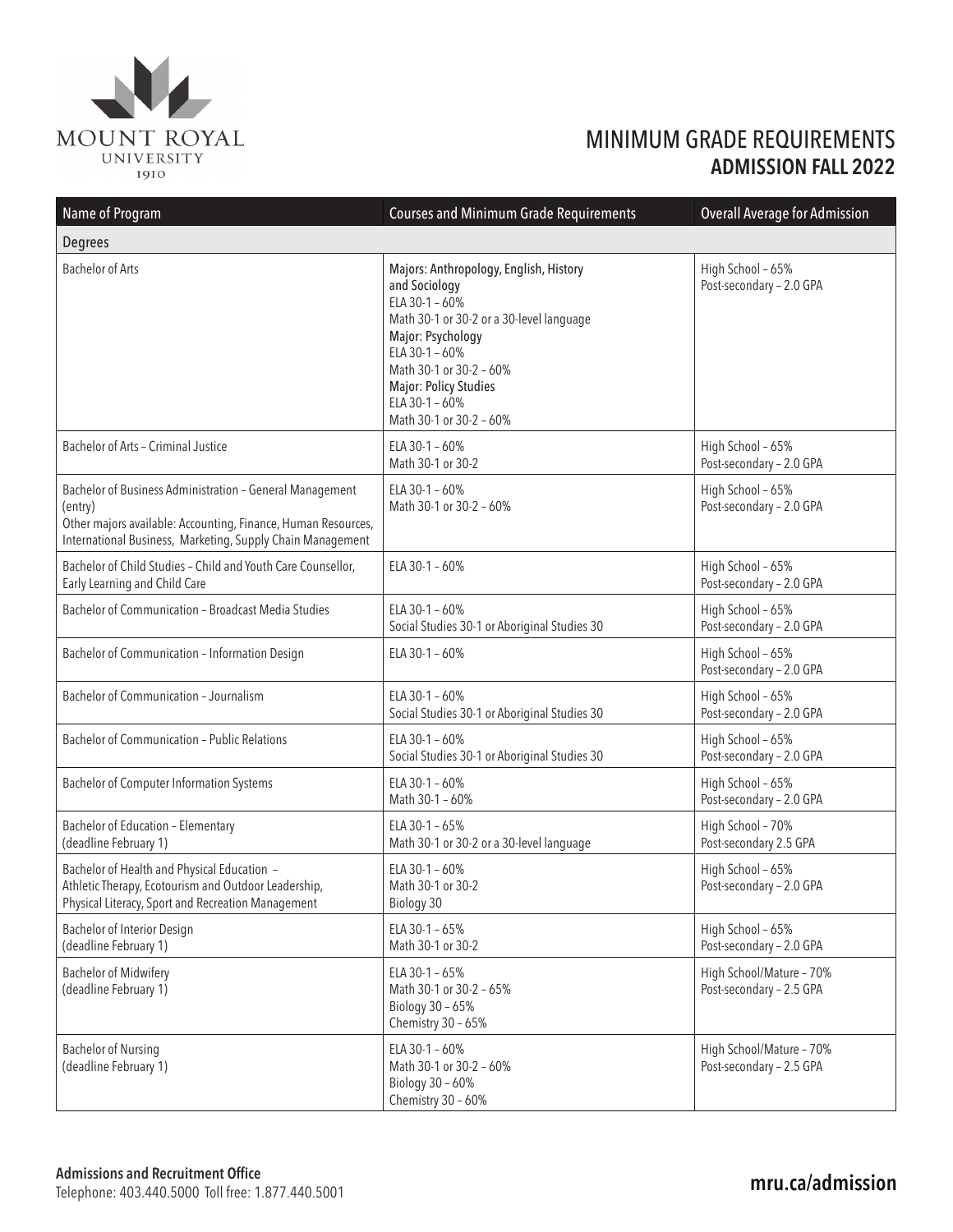MOUNT ROYAL UNIVERSITY 1910

# MINIMUM GRADE REQUIREMENTS
## ADMISSION FALL 2022

| Name of Program | Courses and Minimum Grade Requirements | Overall Average for Admission |
|---|---|---|
| **Degrees** | | |
| Bachelor of Arts | **Majors: Anthropology, English, History and Sociology**<br>ELA 30-1 – 60%<br>Math 30-1 or 30-2 or a 30-level language<br>**Major: Psychology**<br>ELA 30-1 – 60%<br>Math 30-1 or 30-2 – 60%<br>**Major: Policy Studies**<br>ELA 30-1 – 60%<br>Math 30-1 or 30-2 – 60% | High School – 65%<br>Post-secondary – 2.0 GPA |
| Bachelor of Arts – Criminal Justice | ELA 30-1 – 60%<br>Math 30-1 or 30-2 | High School – 65%<br>Post-secondary – 2.0 GPA |
| Bachelor of Business Administration – General Management (entry)<br>Other majors available: Accounting, Finance, Human Resources, International Business, Marketing, Supply Chain Management | ELA 30-1 – 60%<br>Math 30-1 or 30-2 – 60% | High School – 65%<br>Post-secondary – 2.0 GPA |
| Bachelor of Child Studies – Child and Youth Care Counsellor, Early Learning and Child Care | ELA 30-1 – 60% | High School – 65%<br>Post-secondary – 2.0 GPA |
| Bachelor of Communication – Broadcast Media Studies | ELA 30-1 – 60%<br>Social Studies 30-1 or Aboriginal Studies 30 | High School – 65%<br>Post-secondary – 2.0 GPA |
| Bachelor of Communication – Information Design | ELA 30-1 – 60% | High School – 65%<br>Post-secondary – 2.0 GPA |
| Bachelor of Communication – Journalism | ELA 30-1 – 60%<br>Social Studies 30-1 or Aboriginal Studies 30 | High School – 65%<br>Post-secondary – 2.0 GPA |
| Bachelor of Communication – Public Relations | ELA 30-1 – 60%<br>Social Studies 30-1 or Aboriginal Studies 30 | High School – 65%<br>Post-secondary – 2.0 GPA |
| Bachelor of Computer Information Systems | ELA 30-1 – 60%<br>Math 30-1 – 60% | High School – 65%<br>Post-secondary – 2.0 GPA |
| Bachelor of Education – Elementary<br>(deadline February 1) | ELA 30-1 – 65%<br>Math 30-1 or 30-2 or a 30-level language | High School – 70%<br>Post-secondary 2.5 GPA |
| Bachelor of Health and Physical Education – Athletic Therapy, Ecotourism and Outdoor Leadership, Physical Literacy, Sport and Recreation Management | ELA 30-1 – 60%<br>Math 30-1 or 30-2<br>Biology 30 | High School – 65%<br>Post-secondary – 2.0 GPA |
| Bachelor of Interior Design<br>(deadline February 1) | ELA 30-1 – 65%<br>Math 30-1 or 30-2 | High School – 65%<br>Post-secondary – 2.0 GPA |
| Bachelor of Midwifery<br>(deadline February 1) | ELA 30-1 – 65%<br>Math 30-1 or 30-2 – 65%<br>Biology 30 – 65%<br>Chemistry 30 – 65% | High School/Mature – 70%<br>Post-secondary – 2.5 GPA |
| Bachelor of Nursing<br>(deadline February 1) | ELA 30-1 – 60%<br>Math 30-1 or 30-2 – 60%<br>Biology 30 – 60%<br>Chemistry 30 – 60% | High School/Mature – 70%<br>Post-secondary – 2.5 GPA |

**Admissions and Recruitment Office**
Telephone: 403.440.5000 Toll free: 1.877.440.5001

**mru.ca/admission**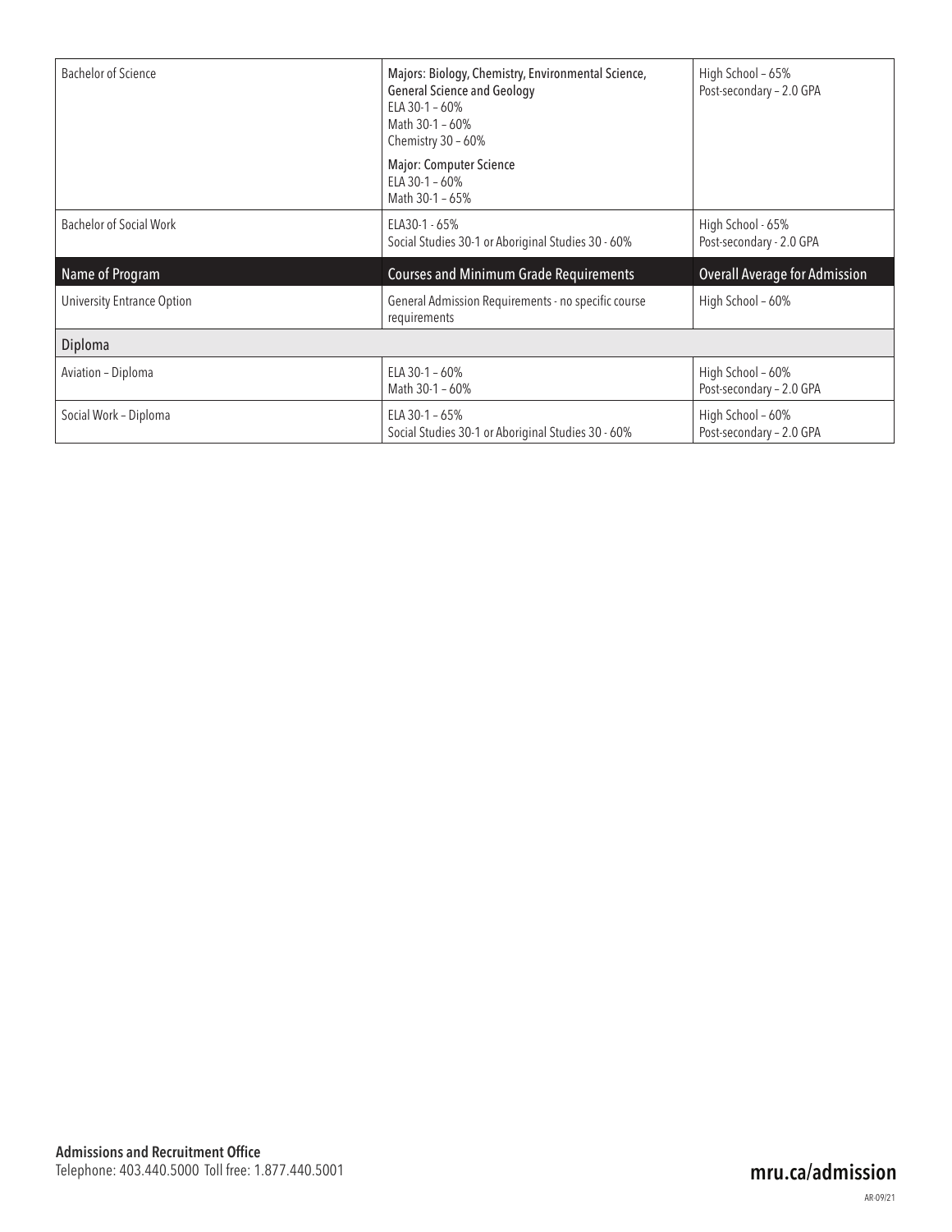| | | |
|---|---|---|
| Bachelor of Science | Majors: Biology, Chemistry, Environmental Science, General Science and Geology<br>ELA 30-1 – 60%<br>Math 30-1 – 60%<br>Chemistry 30 – 60%<br><br>Major: Computer Science<br>ELA 30-1 – 60%<br>Math 30-1 – 65% | High School – 65%<br>Post-secondary – 2.0 GPA |
| Bachelor of Social Work | ELA30-1 - 65%<br>Social Studies 30-1 or Aboriginal Studies 30 - 60% | High School - 65%<br>Post-secondary - 2.0 GPA |
| **Name of Program** | **Courses and Minimum Grade Requirements** | **Overall Average for Admission** |
| University Entrance Option | General Admission Requirements - no specific course requirements | High School – 60% |
| **Diploma** | | |
| Aviation – Diploma | ELA 30-1 – 60%<br>Math 30-1 – 60% | High School – 60%<br>Post-secondary – 2.0 GPA |
| Social Work – Diploma | ELA 30-1 – 65%<br>Social Studies 30-1 or Aboriginal Studies 30 - 60% | High School – 60%<br>Post-secondary – 2.0 GPA |

**Admissions and Recruitment Office**
Telephone: 403.440.5000 Toll free: 1.877.440.5001

**mru.ca/admission**

AR-09/21